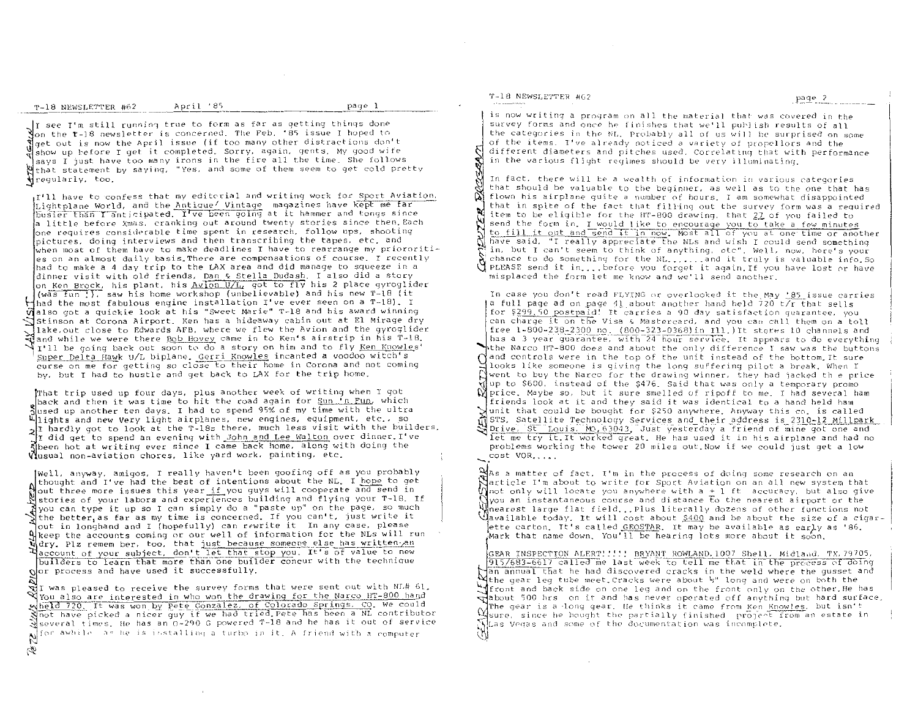*LATE AGAIN*

I see I'm still running true to form as far as getting things done on the T-18 newsletter is concerned. The Feb. '85 issue I hoped to get out is now the April issue (if too many other distractions don't show up before I get it completed. Sorry, again, gents. My good wife says I just have too many irons in the fire all the time. She follows that statement by saying, "Yes, and some of them seem to get cold pretty regularly, too.

*LAX VISIT*

I'll have to confess that my editorial and writing work for Sport Aviation, Lightplane World, and the Antique/ Vintage magazines have kept me far busier than I anticipated. I've been going at it hammer and tongs since a little before Xmas, cranking out around twenty stories since then. Each one requires considerable time spent in research, follow ups, shooting pictures, doing interviews and then transcribing the tapes, etc. and when most of them have to make deadlines I have to rearrange my priorities on an almost daily basis. There are compensations of course. I recently had to make a 4 day trip to the LAX area and did manage to squeeze in a dinner visit with old friends, Dan & Stella Dudash. I also did a story on Ken Brock, his plant, his Avion U/L, got to fly his 2 place gyroglider (was fun !), saw his home workshop (unbelievable) and his new T-18 (it had the most fabulous engine installation I've ever seen on a T-18). I also got a quickie look at his "Sweet Marie" T-18 and his award winning Stinson at Corona Airport. Ken has a hideaway cabin out at El Mirage dry lake, out close to Edwards AFB, where we flew the Avion and the gyroglider and while we were there Bob Hovey came in to Ken's airstrip in his T-18. I'll be going back out soon to do a story on him and to fly Ken Knowles' Super Delta Hawk U/L biplane. Gerri Knowles incanted a voodoo witch's curse on me for getting so close to their home in Corona and not coming by, but I had to hustle and get back to LAX for the trip home.

*SUN N FUN*

That trip used up four days, plus another week of writing when I got back and then it was time to hit the road again for Sun 'n Fun, which used up another ten days. I had to spend 95% of my time with the ultra lights and new very light airplanes, new engines, equipment, etc., so I hardly got to look at the T-18s there, much less visit with the builders. I did get to spend an evening with John and Lee Walton over dinner. I've been hot at writing ever since I came back home, along with doing the usual non-aviation chores, like yard work, painting, etc.

*HELP WANTED*

Well, anyway, amigos, I really haven't been goofing off as you probably thought and I've had the best of intentions about the NL. I hope to get out three more issues this year if you guys will cooperate and send in stories of your labors and experiences building and flying your T-18. If you can type it up so I can simply do a "paste up" on the page, so much the better, as far as my time is concerned. If you can't, just write it out in longhand and I (hopefully) can rewrite it In any case, please keep the accounts coming or our well of information for the NLs will run dry. Plz remem ber, too, that just because someone else has written an account of your subject, don't let that stop you. It's of value to new builders to learn that more than one builder concur with the technique or process and have used it successfully.

*PETE WINS RADIO*

I was pleased to receive the survey forms that were sent out with NL# 61. You also are interested in who won the drawing for the Narco HT-800 hand held 720. It was won by Pete Gonzalez, of Colorado Springs, CO. We could not have picked a nicer guy if we had tried. Pete has been a NL contributor several times. He has an O-290 G powered T-18 and he has it out of service for awhile as he is installing a turbo in it. A friend with a computer

*COMPUTER PROGRAM*

is now writing a program on all the material that was covered in the survey forms and once he finishes that we'll publish results of all the categories in the NL. Probably all of us will be surprised on some of the items. I've already noticed a variety of propellors and the different diameters and pitches used. Correlating that with performance in the various flight regimes should be very illuminating.

In fact, there will be a wealth of information in various categories that should be valuable to the beginner, as well as to the one that has flown his airplane quite a number of hours. I am somewhat disappointed that in spite of the fact that filling out the survey form was a required item to be eligible for the HT-800 drawing, that 27 of you failed to send the form in. I would like to encourage you to take a few minutes to fill it out and send it in now. Most all of you at one time or another have said, "I really appreciate the NLs and wish I could send something in, but I can't seem to think of anything, etc". Well, now, here's your chance to do something for the NL.......and it truly is valuable info. So PLEASE send it in....before you forget it again. If you have lost or have misplaced the form let me know and we'll send another.

*NEW RADIO!*

In case you don't read FLYING or overlooked it the May '85 issue carries a full page ad on page 41 about another hand held 720 t/r that sells for $299.50 postpaid! It carries a 90 day satisfaction guarantee, you can charge it on the Visa & Mastercard, and you can call them on a toll free 1-800-238-2300 no. (800-323-0368) in Ill.) It stores 10 channels and has a 3 year guarantee, with 24 hour service. It appears to do everything the Narco HT-800 does and about the only difference I saw was the buttons and controls were in the top of the unit instead of the bottom. It sure looks like someone is giving the long suffering pilot a break. When I went to buy the Narco for the drawing winner, they had jacked th e price up to $600, instead of the $476. Said that was only a temporary promo price. Maybe so, but it sure smelled of ripoff to me. I had several ham friends look at it and they said it was identical to a hand held ham unit that could be bought for $250 anywhere. Anyway this co. is called STS, Satellite Technology Services and their address is 2310-12 Millpark Drive, St Louis, MO, 63043. Just yesterday a friend of mine got one and let me try it. It worked great. He has used it in his airplane and had no problems working the tower 20 miles out. Now if we could just get a low cost VOR.....

*GEOSTAR!*

As a matter of fact, I'm in the process of doing some research on an article I'm about to write for Sport Aviation on an all new system that not only will locate you anywhere with a ± 1 ft accuracy, but also give you an instantaneous course and distance to the nearest airport or the nearest large flat field...Plus literally dozens of other functions not available today. It will cost about $400 and be about the size of a cigarette carton. It's called GEOSTAR. It may be available as early as '86. Mark that name down. You'll be hearing lots more about it soon.

*GEAR ALERT*

GEAR INSPECTION ALERT!!!!! BRYANT ROWLAND, 1007 Shell, Midland, TX, 79705, 915/683-6617 called me last week to tell me that in the process of doing an annual that he had discovered cracks in the weld where the gusset and the gear leg tube meet. Cracks were about ½" long and were on both the front and back side on one leg and on the front only on the other. He has about 500 hrs on it and has never operated off anything but hard surface. The gear is a long gear. He thinks it came from Ken Knowles, but isn't sure, since he bought the partially finished project from an estate in Las Vegas and some of the documentation was incomplete.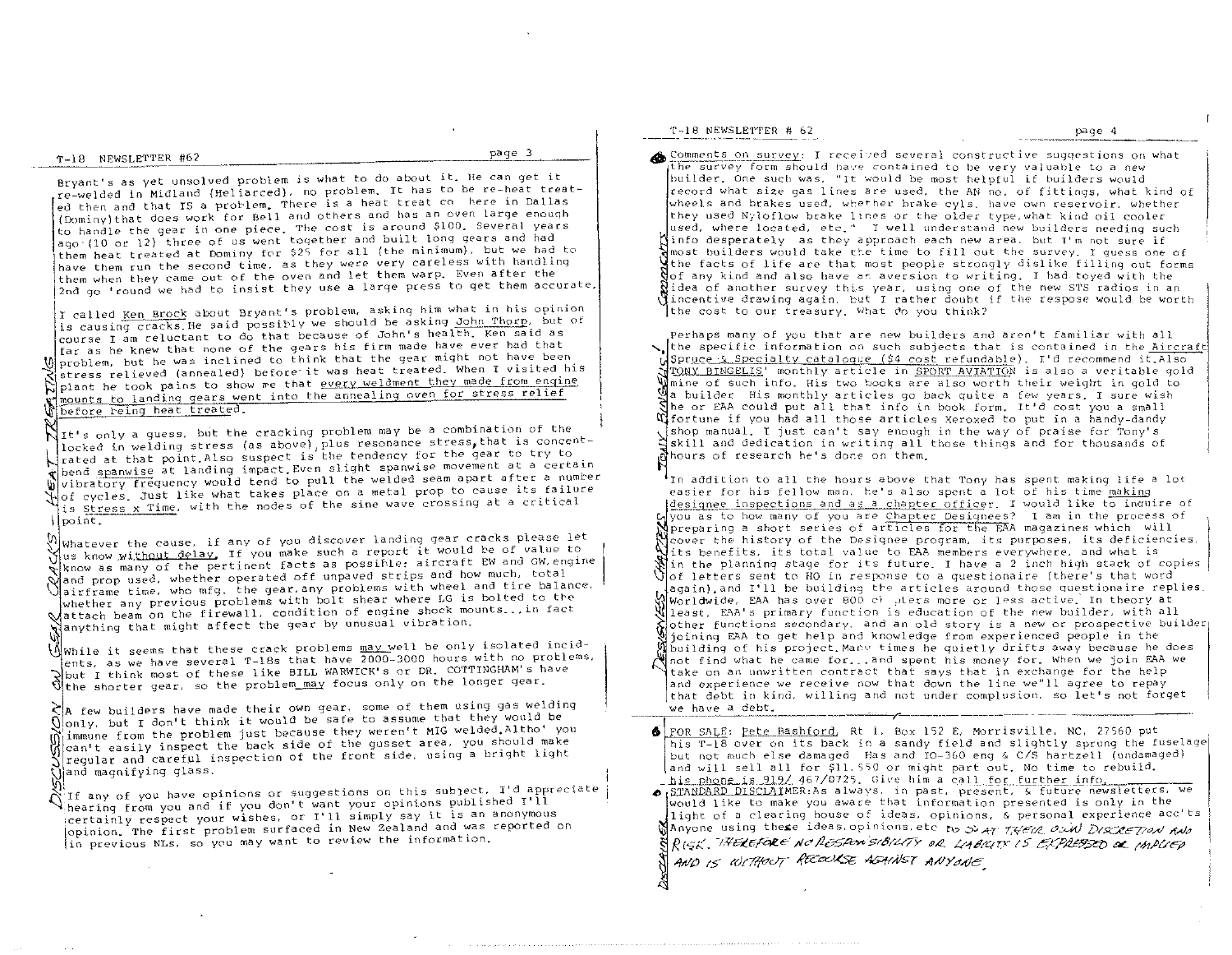Bryant's as yet unsolved problem is what to do about it. He can get it re-welded in Midland (Heliarced), no problem. It has to be re-heat treated then and that IS a problem. There is a heat treat co here in Dallas (Dominy)that does work for Bell and others and has an oven large enough to handle the gear in one piece. The cost is around $100. Several years ago (10 or 12) three of us went together and built long gears and had them heat treated at Dominy for $25 for all (the minimum), but we had to have them run the second time, as they were very careless with handling them when they came out of the oven and let them warp. Even after the 2nd go 'round we had to insist they use a large press to get them accurate.

I called Ken Brock about Bryant's problem, asking him what in his opinion is causing cracks.He said possibly we should be asking John Thorp, but of course I am reluctant to do that because of John's health. Ken said as far as he knew that none of the gears his firm made have ever had that problem, but he was inclined to think that the gear might not have been stress relieved (annealed) before it was heat treated. When I visited his plant he took pains to show me that every weldment they made from engine mounts to landing gears went into the annealing oven for stress relief before being heat treated.

It's only a guess, but the cracking problem may be a combination of the locked in welding stress (as above), plus resonance stress, that is concentrated at that point.Also suspect is the tendency for the gear to try to bend spanwise at landing impact.Even slight spanwise movement at a certain vibratory frequency would tend to pull the welded seam apart after a number of cycles. Just like what takes place on a metal prop to cause its failure is Stress x Time, with the nodes of the sine wave crossing at a critical point.

Whatever the cause, if any of you discover landing gear cracks please let us know without delay. If you make such a report it would be of value to know as many of the pertinent facts as possible: aircraft EW and GW, engine and prop used, whether operated off unpaved strips and how much, total airframe time, who mfg. the gear,any problems with wheel and tire balance, whether any previous problems with bolt shear where LG is bolted to the attach beam on the firewall, condition of engine shock mounts...in fact anything that might affect the gear by unusual vibration.

While it seems that these crack problems may well be only isolated incidents, as we have several T-18s that have 2000-3000 hours with no problems, but I think most of these like BILL WARWICK's or DR. COTTINGHAM's have the shorter gear, so the problem may focus only on the longer gear.

A few builders have made their own gear, some of them using gas welding only, but I don't think it would be safe to assume that they would be immune from the problem just because they weren't MIG welded.Altho' you can't easily inspect the back side of the gusset area, you should make regular and careful inspection of the front side, using a bright light and magnifying glass.

If any of you have opinions or suggestions on this subject, I'd appreciate hearing from you and if you don't want your opinions published I'll certainly respect your wishes, or I'll simply say it is an anonymous opinion. The first problem surfaced in New Zealand and was reported on in previous NLs, so you may want to review the information.

*DISCUSSION ON GEAR CRACKS - HEAT TREATING*

Comments on survey: I received several constructive suggestions on what the survey form should have contained to be very valuable to a new builder. One such was, "It would be most helpful if builders would record what size gas lines are used, the AN no. of fittings, what kind of wheels and brakes used, whether brake cyls. have own reservoir, whether they used Nyloflow brake lines or the older type,what kind oil cooler used, where located, etc." I well understand new builders needing such info desperately as they approach each new area, but I'm not sure if most builders would take the time to fill out the survey. I guess one of the facts of life are that most people strongly dislike filling out forms of any kind and also have an aversion to writing. I had toyed with the idea of another survey this year, using one of the new STS radios in an incentive drawing again, but I rather doubt if the respose would be worth the cost to our treasury. What do you think?

*COMMENTS*

Perhaps many of you that are new builders and aren't familiar with all the specific information on such subjects that is contained in the Aircraft Spruce & Specialty catalogue ($4 cost refundable). I'd recommend it.Also TONY BINGELIS' monthly article in SPORT AVIATION is also a veritable gold mine of such info. His two books are also worth their weight in gold to a builder His monthly articles go back quite a few years. I sure wish he or EAA could put all that info in book form. It'd cost you a small fortune if you had all those articles Xeroxed to put in a handy-dandy shop manual. I just can't say enough in the way of praise for Tony's skill and dedication in writing all those things and for thousands of hours of research he's done on them.

*TONY BINGELIS!*

In addition to all the hours above that Tony has spent making life a lot easier for his fellow man, he's also spent a lot of his time making designee inspections and as a chapter officer. I would like to inquire of you as to how many of you are Chapter Designees? I am in the process of preparing a short series of articles for the EAA magazines which will cover the history of the Designee program, its purposes, its deficiencies, its benefits, its total value to EAA members everywhere, and what is in the planning stage for its future. I have a 2 inch high stack of copies of letters sent to HQ in response to a questionaire (there's that word again),and I'll be building the articles around those questionaire replies. Worldwide, EAA has over 800 chapters more or less active. In theory at least, EAA's primary function is education of the new builder, with all other functions secondary, and an old story is a new or prospective builder joining EAA to get help and knowledge from experienced people in the building of his project.Many times he quietly drifts away because he does not find what he came for...and spent his money for. When we join EAA we take on an unwritten contract that says that in exchange for the help and experience we receive now that down the line we'll agree to repay that debt in kind, willing and not under complusion, so let's not forget we have a debt.

*DESIGNEES CHAPTERS*

FOR SALE: Pete Bashford, Rt 1, Box 152 E, Morrisville, NC, 27560 put his T-18 over on its back in a sandy field and slightly sprung the fuselage but not much else damaged Has and IO-360 eng & C/S hartzell (undamaged) and will sell all for $11,550 or might part out. No time to rebuild, his phone is 919/ 467/0725. Give him a call for further info.

STANDARD DISCLAIMER:As always, in past, present, & future newsletters, we would like to make you aware that information presented is only in the light of a clearing house of ideas, opinions, & personal experience acc'ts Anyone using these ideas,opinions,etc DO SO AT THEIR OWN DISCRETION AND RISK. THEREFORE NO RESPONSIBILITY OR LIABILITY IS EXPRESSED OR IMPLIED AND IS WITHOUT RECOURSE AGAINST ANYONE.

*DISCLAIMER*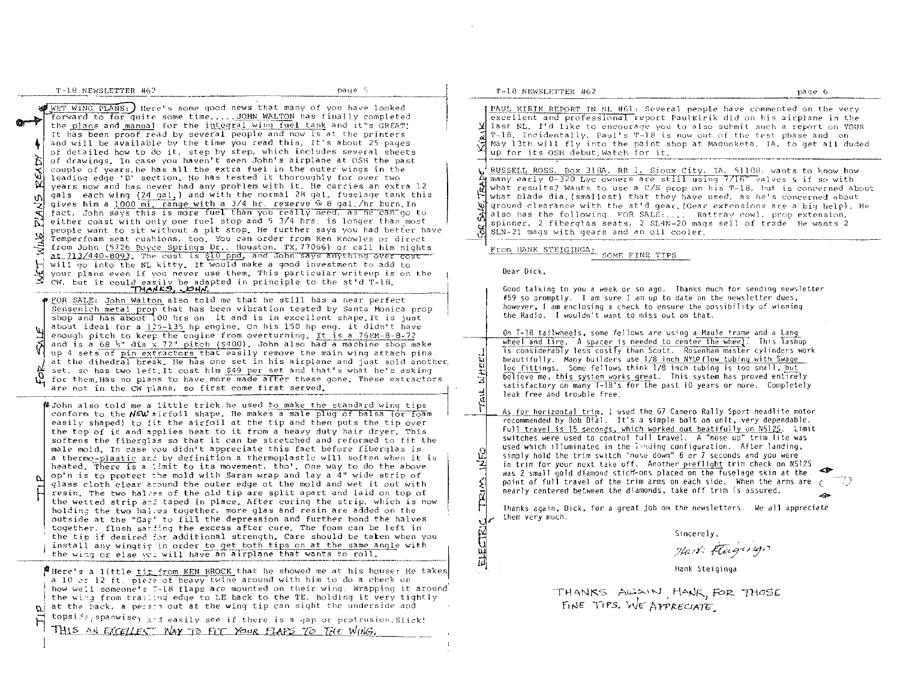**WET WING PLANS:** Here's some good news that many of you have looked forward to for quite some time.....JOHN WALTON has finally completed the plans and manual for the integral wing fuel tank and it's GREAT! It has been proof read by several people and now is at the printers and will be available by the time you read this. It's about 25 pages of detailed how to do it, step by step, which includes several sheets of drawings. In case you haven't seen John's airplane at OSH the past couple of years,he has all the extra fuel in the outer wings in the leading edge 'D' section. He has tested it thoroughly for over two years now and has never had any problem with it. He carries an extra 12 gals each wing (24 gal.) and with the normal 28 gal. fuselage tank this gives him a 1000 mi. range with a 3/4 hr. reserve @ 8 gal./hr burn.In fact, John says this is more fuel than you really need, as he can go to either coast with only one fuel stop and 5 3/4 hrs. is longer than most people want to sit without a pit stop. He further says you had better have Temperfoam seat cushions, too. You can order from Ken Knowles or direct from John (5726 Boyce Springs Dr., Houston, TX,77066) or call him nights at 713/440-8093. The cost is $10 ppd. and John says anything over cost will go into the NL kitty. It would make a good investment to add to your plans even if you never use them. This particular writeup is on the CW, but it could easily be adapted in principle to the st'd T-18.

THANKS, JOHN.

**FOR SALE:** John Walton also told me that he still has a near perfect Sensenich metal prop that has been vibration tested by Santa Monica prop shop and has about 100 hrs on it and is in excellent shape.It is just about ideal for a 125-135 hp engine. On his 150 hp eng. it didn't have enough pitch to keep the engine from overturning. It is a 76EM-8-8-72 and is a 68 ½" dia x 72" pitch ($400). John also had a machine shop make up 4 sets of pin extractors that easily remove the main wing attach pins at the dihedral break. He has one set in his airplane and just sold another set, so has two left.It cost him $49 per set and that's what he's asking for them.Has no plans to have more made after these gone. These extractors are not in the CW plans, so first come first served.

**TIP:** John also told me a little trick he used to make the standard wing tips conform to the *NEW* airfoil shape. He makes a male plug of balsa (or foam easily shaped) to fit the airfoil at the tip and then puts the tip over the top of it and applies heat to it from a heavy duty hair dryer. This softens the fiberglas so that it can be stretched and reformed to fit the male mold. In case you didn't appreciate this fact before fiberglas is a thermo-plastic and by definition a thermoplastic will soften when it is heated. There is a limit to its movement, tho'. One way to do the above op'n is to protect the mold with Saran wrap and lay a 4" wide strip of glass cloth clear around the outer edge of the mold and wet it out with resin. The two halves of the old tip are split apart and laid on top of the wetted strip and taped in place. After curing the strip, which is now holding the two halves together, more glas and resin are added on the outside at the "Gap" to fill the depression and further bond the halves together, flush sanding the excess after cure. The foam can be left in the tip if desired for additional strength. Care should be taken when you install any wingtip in order to get both tips on at the same angle with the wing or else you will have an airplane that wants to roll.

**TIP:** Here's a little tip from KEN BROCK that he showed me at his house: He takes a 10 or 12 ft. piece of heavy twine around with him to do a check on how well someone's T-18 flaps are mounted on their wing. Wrapping it around the wing from trailing edge to LE back to the TE, holding it very tightly at the back, a person out at the wing tip can sight the underside and topside (spanwise) and easily see if there is a gap or protrusion.Slick!

THIS AN EXCELLENT WAY TO FIT YOUR FLAPS TO THE WING.

**KIRIK:** PAUL KIRIK REPORT IN NL #61: Several people have commented on the very excellent and professional report PaulKirik did on his airplane in the last NL. I'd like to encourage you to also submit such a report on YOUR T-18. Incidentally, Paul's T-18 is now out of the test phase and on May 13th will fly into the paint shop at Maquoketa, IA, to get all duded up for its OSH debut.Watch for it.

**FOR SALE/TRADE:** RUSSELL ROSS, Box 318A, RR 1, Sioux City, IA, 51108, wants to know how many early O-320 Lyc owners are still using 7/16" valves & if so with what results? Wants to use a C/S prop on his T-18, but is concerned about what blade dia.(smallest) that they have used, as he's concerned about ground clearance with the st'd gear.(Gear extensions are a big help). He also has the following FOR SALE:.... Rattray cowl, prop extension, spinner, 2 fiberglas seats, 2 SL4N-20 mags sell of trade He wants 2 SLN-21 mags with gears and an oil cooler.

From HANK STEIGINGA: SOME FINE TIPS

Dear Dick,

Good talking to you a week or so ago. Thanks much for sending newsletter #59 so promptly. I am sure I am up to date on the newsletter dues, however, I am enclosing a check to ensure the possibility of winning the Radio. I wouldn't want to miss out on that.

**TAIL WHEEL:** On T-18 tailwheels, some fellows are using a Maule frame and a Lang wheel and tire. A spacer is needed to center the wheel. This lashup is considerably less costly than Scott. Rosenhan master cylinders work beautifully. Many builders use 1/8 inch NYLOflow tubing with Swage loc fittings. Some fellows think 1/8 inch tubing is too small, but believe me, this system works great. This system has proved entirely satisfactory on many T-18's for the past 10 years or more. Completely leak free and trouble free.

**ELECTRIC TRIM INFO:** As for horizontal trim, I used the 67 Camero Rally Sport headlite motor recommended by Bob Dial. It's a simple bolt on unit, very dependable. Full travel is 15 seconds, which worked out beatifully on N512S. Limit switches were used to control full travel. A "nose up" trim lite was used which illuminated in the landing configuration. After landing, simply hold the trim switch "nose down" 6 or 7 seconds and you were in trim for your next take off. Another preflight trim check on N512S was 2 small gold diamond stick-ons placed on the fuselage skin at the point of full travel of the trim arms on each side. When the arms are nearly centered between the diamonds, take off trim is assured.

Thanks again, Dick, for a great job on the newsletters. We all appreciate them very much.

Sincerely,

Hank Steiginga

THANKS AGAIN, HANK, FOR THOSE FINE TIPS. WE APPRECIATE.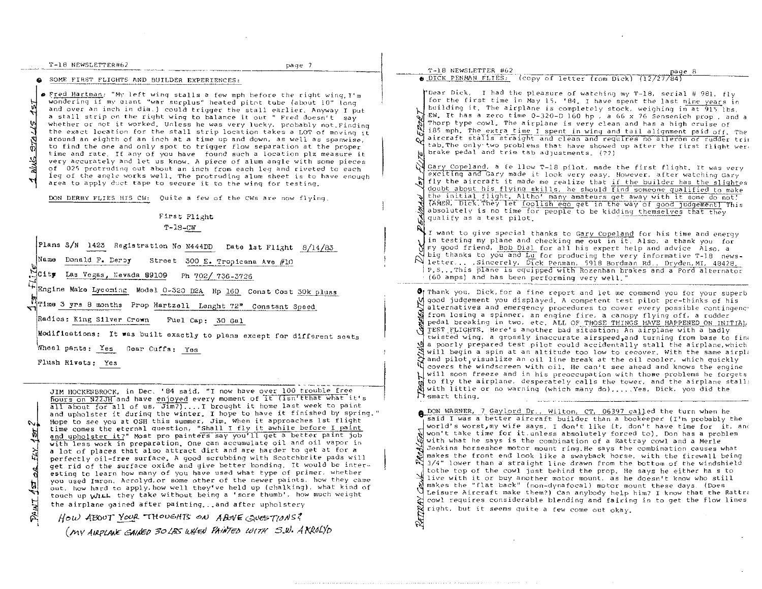## SOME FIRST FLIGHTS AND BUILDER EXPERIENCES:

*1 WING STALLS 1ST*

**Fred Hartman:** "My left wing stalls a few mph before the right wing. I'm wondering if my giant "war surplus" heated pitot tube (about 10" long and over an inch in dia.) could trigger the stall earlier. Anyway I put a stall strip on the right wing to balance it out " Fred doesn't say whether or not it worked. Unless he was very lucky, probably not. Finding the exact location for the stall strip location takes a LOT of moving it around an eighth of an inch at a time up and down, as well as spanwise, to find the one and only spot to trigger flow separation at the proper time and rate. If any of you have found such a location plz measure it very accurately and let us know. A piece of alum angle with some pieces of .025 protruding out about an inch from each leg and riveted to each leg of the angle works well. The protruding alum sheet is to have enough area to apply duct tape to secure it to the wing for testing.

DON DERBY FLIES HIS CW: Quite a few of the CWs are now flying.

*1ST FLITE*

First Flight

T-18-CW

Plans S/N 1423 Registration No N444DD Date 1st Flight 8/14/83

Name Donald F. Derby Street 300 E. Tropicana Ave #10

City Las Vegas, Nevada 89109 Ph 702/ 736-3726

Engine Make Lycoming Model 0-320 D2A Hp 160 Const Cost 30k pluss

Time 3 yrs 8 months Prop Hartzell Lenght 72" Constant Speed

Radios: King Silver Crown Fuel Cap: 30 Gal

Modifications: It was built exactly to plans except for different seats

Wheel pants: Yes Gear Cuffs: Yes

Flush Rivets: Yes

*PAINT 1ST OR FLY 1ST?*

JIM HOCKENBROCK, in Dec. '84 said, "I now have over 100 trouble free hours on N22JH and have enjoyed every moment of it (isn't that what it's all about for all of us, Jim?).... I brought it home last week to paint and upholster it during the winter. I hope to have it finished by spring." Hope to see you at OSH this summer, Jim. When it approaches 1st flight time comes the eternal question, "Shall I fly it awhile before I paint and upholster it?" Most pro painters say you'll get a better paint job with less work in preparation. One can accumulate oil and oil vapor in a lot of places that also attract dirt and are harder to get at for a perfectly oil-free surface. A good scrubbing with Scotchbrite pads will get rid of the surface oxide and give better bonding. It would be interesting to learn how many of you have used what type of primer, whether you used Imron, Acrolyd, or some other of the newer paints, how they came out, how hard to apply, how well they've held up (chalking), what kind of touch up WILL they take without being a 'sore thumb', how much weight the airplane gained after painting...and after upholstery

*HOW ABOUT YOUR THOUGHTS ON ABOVE QUESTIONS?*
*(MY AIRPLANE GAINED 30 LBS WHEN PAINTED WITH S.W. AKROLYD)*

## DICK PENMAN FLIES: (copy of letter from Dick) (12/27/84)

*DICK PENMAN 1ST FLITE REPORT*

"Dear Dick, I had the pleasure of watching my T-18, serial # 981, fly for the first time in May 15, '84. I have spent the last nine years in building it. The airplane is completely stock, weighing in at 915 lbs. EW. It has a zero time 0-320-D 160 hp , a 66 x 76 Sensenich prop , and a Thorp type cowl. The airplane is very clean and has a high cruise of 185 mph. The extra time I spent in wing and tail alignment paid off. The aircraft stalls straight and clean and requires no aileron or rudder trim tab. The only two problems that have showed up after the first flight were brake pedal and trim tab adjustments. (??)

Gary Copeland, a fellow T-18 pilot, made the first flight. It was very exciting and Gary made it look very easy. However, after watching Gary fly the aircraft it made me realize that if the builder has the slightest doubt about his flying skills, he should find someone qualified to make the initial flight. Altho' many amateurs get away with it some do not! (AMEN, Dick. They let foolish ego get in the way of good judgement) This absolutely is no time for people to be kidding themselves that they qualify as a test pilot.

I want to give special thanks to Gary Copeland for his time and energy in testing my plane and checking me out in it. Also, a thank you for my good friend, Bob Dial for all his expert help and advice. Also, a big thanks to you and Lu for producing the very informative T-18 newsletter.... Sincerely, Dick Penman, 5918 Bordman Rd., Dryden, MI. 48428. P.S... This plane is equipped with Rozenhan brakes and a Ford alternator (60 amps) and has been performing very well."

*TEST FLYING COMMENTS*

Thank you, Dick, for a fine report and let me commend you for your superb good judgement you displayed. A competent test pilot pre-thinks of his alternatives and emergency procedures to cover every possible contingency from losing a spinner, an engine fire, a canopy flying off, a rudder pedal breaking in two, etc. ALL OF THOSE THINGS HAVE HAPPENED ON INITIAL TEST FLIGHTS. Here's another bad situation: An airplane with a badly twisted wing, a grossly inaccurate airspeed, and turning from base to final a poorly prepared test pilot could accidentally stall the airplane, which will begin a spin at an altitude too low to recover. With the same airplane and pilot, visualize an oil line break at the oil cooler, which quickly covers the windscreen with oil. He can't see ahead and knows the engine will soon freeze and in his preoccupation with those problems he forgets to fly the airplane, desperately calls the tower, and the airplane stalls with little or no warning (which many do).....Yes, Dick, you did the smart thing.

*RATTRAY COWL PROBLEM*

DON WARNER, 7 Gaylord Dr., Wilton, CT, 06397 called the turn when he said I was a better aircraft builder than a bookeeper (I'm probably the world's worst, my wife says. I don't like it, don't have time for it, and won't take time for it unless absolutely forced to). Don has a problem with what he says is the combination of a Rattray cowl and a Merle Jenkins horseshoe motor mount ring. He says the combination causes what makes the front end look like a swayback horse, with the firewall being 3/4" lower than a straight line drawn from the bottom of the windshield to the top of the cowl just behind the prop. He says he either has to live with it or buy another motor mount, as he doesn't know who still makes the "flat back" (non-dynafocal) motor mount these days. (Does Leisure Aircraft make them?) Can anybody help him? I know that the Rattray cowl requires considerable blending and fairing in to get the flow lines right, but it seems quite a few come out okay.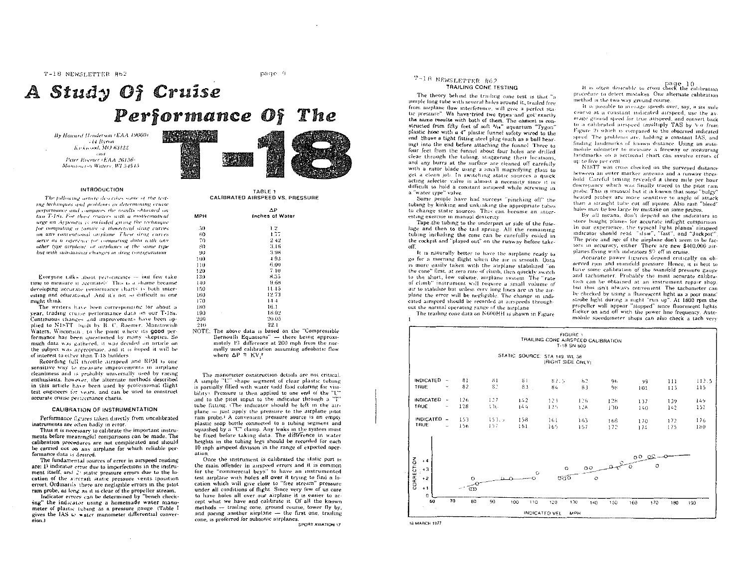# A Study Of Cruise Performance Of The T-18

*By Howard Henderson (EAA 19060)*
*144 Byron*
*Kirkwood, MO 63122*
*and*
*Peter Roemer (EAA 26136)*
*Manitowoc on Waters, WI 54545*

## INTRODUCTION

*The following article describes some of the testing techniques and problems in determining cruise performance and compares the results obtained on two T-18s. For those readers with a mathematical urge an Appendix is included giving the technique for computing a family of theoretical drag curves on any conventional airplane. These drag curves serve as a reference for comparing data with any other type airplane or airplanes of the same type but with substantial changes in drag configuration.*

Everyone talks about performance — but few take time to measure it accurately. This is a shame because developing accurate performance charts is both interesting and educational. And it's not so difficult as one might think.

The writers have been corresponding for about a year, trading cruise performance data on our T-18s. Continuous changes and improvements have been applied to N18TT (built by B. C. Roemer, Manitowish Waters, Wisconsin) to the point where its **good** performance has been questioned by many skeptics. So much data was gathered, it was decided an article on the subject was appropriate, and it is hoped it will be of interest to other than T-18 builders.

Recording full throttle airspeed and RPM is one sensitive way to measure improvements in airplane cleanliness and is probably universally used by racing enthusiasts. however, the alternate methods described in this article have been used by professional flight test engineers for years, and can be used to construct accurate cruise performance charts.

## CALIBRATION OF INSTRUMENTATION

Performance figures taken directly from uncalibrated instruments are often badly in error.

Thus it is necessary to calibrate the important instruments before meaningful comparisons can be made. The calibration procedures are not complicated and should be carried out on any airplane for which reliable performance data is desired.

The fundamental sources of error in airspeed reading are: 1) indicator error due to imperfections in the instrument itself, and 2) static pressure errors due to the location of the aircraft static pressure vents (position error). Ordinarily there are negligible errors in the pitot ram probe, as long as it is clear of the propeller stream.

Indicator errors can be determined by "bench checking" the indicator using a homemade water manometer of plastic tubing as a pressure gauge. (Table I gives the IAS to water manometer differential conversion.)

**TABLE 1**
**CALIBRATED AIRSPEED VS. PRESSURE**

| MPH | ΔP Inches of Water |
|---|---|
| 50 | 1.2 |
| 60 | 1.77 |
| 70 | 2.42 |
| 80 | 3.16 |
| 90 | 3.98 |
| 100 | 4.93 |
| 110 | 6.00 |
| 120 | 7.10 |
| 130 | 8.35 |
| 140 | 9.68 |
| 150 | 11.15 |
| 160 | 12.73 |
| 170 | 14.4 |
| 180 | 16.1 |
| 190 | 18.02 |
| 200 | 20.05 |
| 210 | 22.1 |

NOTE: The above data is based on the "Compressible Bernoulli Equations" — there being approximately 1% difference at 200 mph from the normally used calibration assuming adiabatic flow where $\Delta P = KV^2$

The manometer construction details are not critical. A simple "U" shape segment of clear plastic tubing is partially filled with water (add food coloring for visibility). Pressure is then applied to one end of the "U" and to the pitot input to the indicator through a "T" tube fitting. (The indicator should be left in the airplane — just apply the pressure to the airplane pitot ram probe.) A convenient pressure source is an empty plastic soap bottle connected to a tubing segment and squashed by a "C" clamp. Any leaks in the system must be fixed before taking data. The difference in water heights in the tubing legs should be recorded for each 10 mph airspeed division in the range of expected operation.

Once the instrument is calibrated the static port is the main offender in airspeed errors and it is common for the "commercial boys" to have an instrumented test airplane with holes all over it trying to find a location which will give close to "free stream" pressure under all conditions of flight. Since very few of us care to have holes all over our airplane it is easier to accept what we have and calibrate it. Of all the known methods — trailing cone, ground course, tower fly by, and pacing another airplane — the first one, trailing cone, is preferred for subsonic airplanes.

### TRAILING CONE TESTING

The theory behind the trailing cone test is that "a simple long tube with several holes around it, trailed free from airplane flow interference, will give a perfect static pressure". We have tried two types and got exactly the same results with both of them. The easiest is constructed from fifty feet of soft 3/16" aquarium "Tygon" plastic hose with a 4" plastic funnel safety wired to the end. Shove a tight fitting steel plug (such as a ball bearing) into the end before attaching the funnel. Three to four feet from the funnel about four holes are drilled clear through the tubing, staggering their locations, and any burrs at the surface are cleaned off carefully with a razor blade using a small magnifying glass to get a clean job. In switching static sources a quick acting selector valve is almost a necessity since it is difficult to hold a constant airspeed while screwing in a "water type" valve.

Some people have had success "pinching off" the tubing by kinking and unkinking the appropriate tubes to change static sources. This can become an interesting exercise in manual dexterity.

Tape the tubing to the underpart or side of the fuselage and then to the tail spring. All the remaining tubing including the cone can be carefully coiled in the cockpit and "played out" on the runway before takeoff.

It is naturally better to have the airplane ready to go for a morning flight when the air is smooth. Data is more easily taken with the airplane stabilized "on the cone" first, at zero rate of climb, then quickly switch to the short, low volume, airplane system. The "rate of climb" instrument will require a small volume of air to stabilize but unless very long lines are in the airplane the error will be negligible. The change in indicated airspeed should be recorded at airspeeds throughout the normal operating range of the airplane.

The trailing cone data on N606HH is shown in Figure 1.

It is often desirable to cross check the calibration procedure to detect mistakes. One alternate calibration method is the two way ground course.

It is possible to average speeds over, say, a six mile course at a constant indicated airspeed, use the average ground speed for true airspeed, and convert back to a calibrated airspeed (multiply TAS by $\sqrt{\sigma}$ from Figure 2) which is compared to the observed indicated speed. The problems are, holding a constant IAS, and finding landmarks of known distance. Using an automobile odometer to measure a freeway or measuring landmarks on a sectional chart can involve errors of up to five per cent.

N18TT was cross checked on the surveyed distance between an outer marker antenna and a runway threshold. Careful timing revealed a three mile per hour discrepancy which was finally traced to the pitot ram probe. This is unusual but it is known that some "bulgy" heated probes are more sensitive to angle of attack than a straight tube cut off square. Also ram "bleed" holes may be too large by mistake on some probes.

By all means, don't depend on the indicators in store bought planes for accurate inflight comparison. In our experience, the typical light planes' airspeed indicator should read "slow", "fast", and "Jackpot". The price and age of the airplane don't seem to be factors in accuracy, either. There are new $400,000 airplanes flying with indicators 5% off in cruise.

Accurate power figures depend critically on observed rpm and manifold pressure. Hence, it is best to have some calibration of the manifold pressure gauge and tachometer. Probably the most accurate calibration can be obtained at an instrument repair shop, but this isn't always convenient. The tachometer can be checked by using a fluorescent light as a poor mans' strobe light during a night "run up". At 1800 rpm the propeller will appear "stopped" since fluorescent lights flicker on and off with the power line frequency. Automobile speedometer shops can also check a tach very

**FIGURE 1**
**TRAILING CONE AIRSPEED CALIBRATION**
**T-18 SN 600**

STATIC SOURCE: STA 149 WL 38 (RIGHT SIDE ONLY)

| INDICATED | 81 | 81 | 81 | 82.5 | 82 | 96 | 99 | 111 | 112.5 |
|---|---|---|---|---|---|---|---|---|---|
| TRUE | 82 | 82 | 83 | 84 | 83 | 98 | 101 | 113 | 115 |

| INDICATED | 126 | 127 | 142 | 123 | 126 | 128 | 137 | 139 | 149 |
|---|---|---|---|---|---|---|---|---|---|
| TRUE | 128 | 130 | 144 | 125 | 128 | 130 | 140 | 142 | 152 |

| INDICATED | 153 | 153.5 | 158 | 161 | 165 | 168 | 170 | 172 | 176 |
|---|---|---|---|---|---|---|---|---|---|
| TRUE | 156 | 157 | 161 | 165 | 157 | 172 | 174 | 175 | 180 |

(Graph: CORRECTION (+1 to +4) vs. INDICATED VEL — MPH (60 to 190))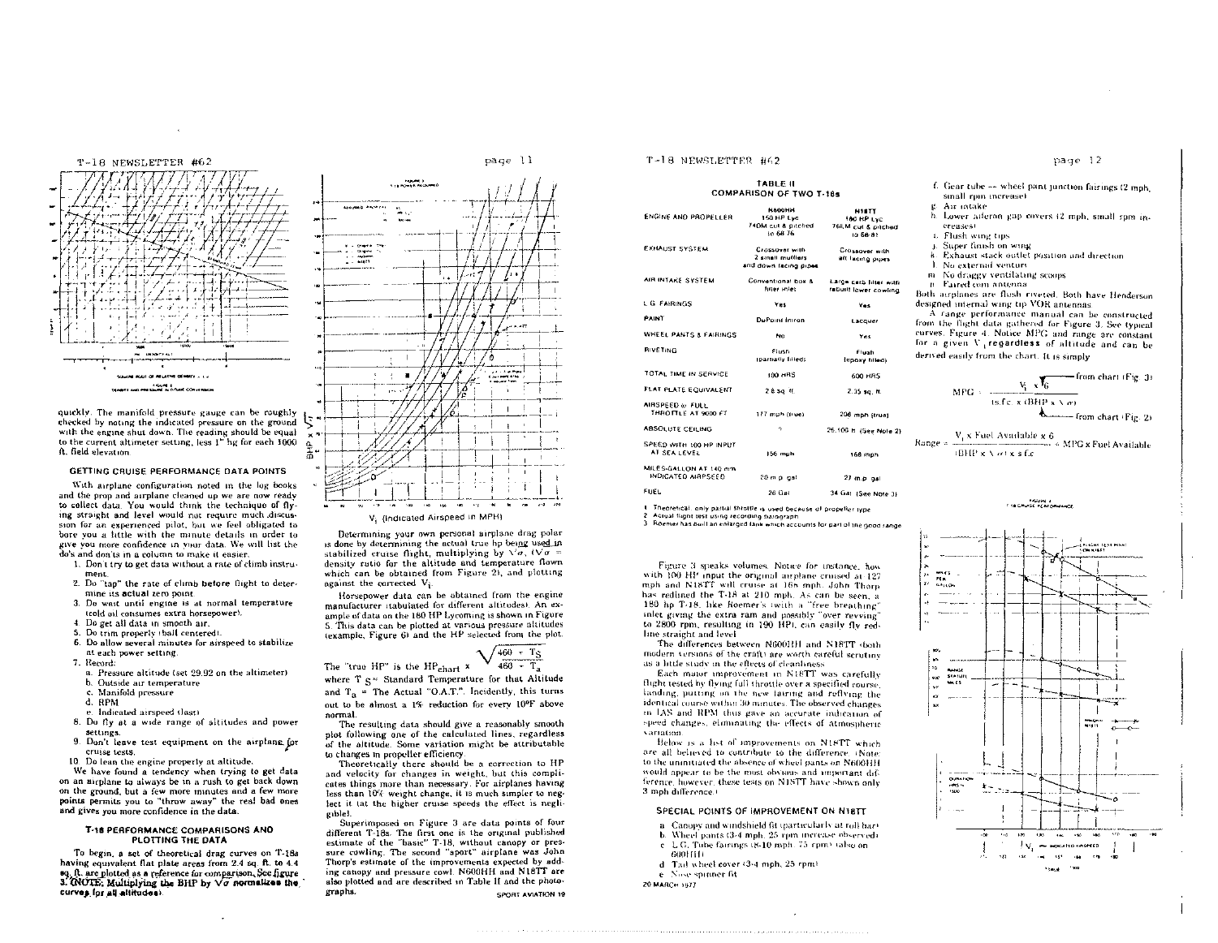quickly. The manifold pressure gauge can be roughly checked by noting the indicated pressure on the ground with the engine shut down. The reading should be equal to the current altimeter setting, less 1" hg for each 1000 ft. field elevation.

## GETTING CRUISE PERFORMANCE DATA POINTS

With airplane configuration noted in the log books and the prop and airplane cleaned up we are now ready to collect data. You would think the technique of flying straight and level would not require much discussion for an experienced pilot, but we feel obligated to bore you a little with the minute details in order to give you more confidence in your data. We will list the do's and don'ts in a column to make it easier.

1. Don't try to get data without a rate of climb instrument.
2. Do "tap" the rate of climb **before** flight to determine its **actual** zero point.
3. Do wait until engine is at normal temperature (cold oil consumes extra horsepower).
4. Do get all data in smooth air.
5. Do trim properly (ball centered).
6. Do allow several minutes for airspeed to stabilize at each power setting.
7. Record:
   a. Pressure altitude (set 29.92 on the altimeter)
   b. Outside air temperature
   c. Manifold pressure
   d. RPM
   e. Indicated airspeed (last)
8. Do fly at a wide range of altitudes and power settings.
9. Don't leave test equipment on the airplane for cruise tests.
10. Do lean the engine properly at altitude.

We have found a tendency when trying to get data on an airplane to always be in a rush to get back down on the ground, but a few more minutes and a few more points permits you to "throw away" the real bad ones and gives you more confidence in the data.

## T-18 PERFORMANCE COMPARISONS AND PLOTTING THE DATA

To begin, a set of theoretical drag curves on T-18s having equivalent flat plate areas from 2.4 sq. ft. to 4.4 sq. ft. are plotted as a reference for comparison. See figure 3. **(NOTE: Multiplying the BHP by $\sqrt{\sigma}$ normalizes the curves for all altitudes).**

Determining your own personal airplane drag polar is done by determining the actual true hp being used in stabilized cruise flight, multiplying by $\sqrt{\sigma}$, ($\sqrt{\sigma}$ = density ratio for the altitude and temperature flown which can be obtained from Figure 2), and plotting against the corrected $V_i$.

Horsepower data can be obtained from the engine manufacturer (tabulated for different altitudes). An example of data on the 180 HP Lycoming is shown in Figure 5. This data can be plotted at various pressure altitudes (example, Figure 6) and the HP selected from the plot.

$$\text{The "true HP" is the } HP_{chart} \times \sqrt{\frac{460 + T_S}{460 + T_a}}$$

where $T_S$ = Standard Temperature for that Altitude and $T_a$ = The Actual "O.A.T.". Incidently, this turns out to be almost a 1% reduction for every 10°F above normal.

The resulting data should give a reasonably smooth plot following one of the calculated lines, regardless of the altitude. Some variation might be attributable to changes in propeller efficiency.

Theoretically there should be a correction to HP and velocity for changes in weight, but this complicates things more than necessary. For airplanes having less than 10% weight change, it is much simpler to neglect it (at the higher cruise speeds the effect is negligible).

Superimposed on Figure 3 are data points of four different T-18s. The first one is the original published estimate of the "basic" T-18, without canopy or pressure cowling. The second "sport" airplane was John Thorp's estimate of the improvements expected by adding canopy and pressure cowl. N600HH and N18TT are also plotted and are described in Table II and the photographs.

### TABLE II
### COMPARISON OF TWO T-18s

| | N600HH | N18TT |
|---|---|---|
| ENGINE AND PROPELLER | 150 HP Lyc. 74DM cut & pitched to 68-76 | 180 HP Lyc. 76EM cut & pitched to 68-82 |
| EXHAUST SYSTEM | Crossover with 2 small mufflers and down facing pipes | Crossover with aft facing pipes |
| AIR INTAKE SYSTEM | Conventional box & filter inlet | Large carb filter with rebuilt lower cowling |
| L.G. FAIRINGS | Yes | Yes |
| PAINT | DuPont Imron | Lacquer |
| WHEEL PANTS & FAIRINGS | No | Yes |
| RIVETING | Flush (partially filled) | Flush (epoxy filled) |
| TOTAL TIME IN SERVICE | 100 HRS | 600 HRS |
| FLAT PLATE EQUIVALENT | 2.8 sq. ft. | 2.35 sq. ft. |
| AIRSPEED @ FULL THROTTLE AT 9000 FT | 177 mph (true) | 208 mph (true) |
| ABSOLUTE CEILING | ? | 25,100 ft. (See Note 2) |
| SPEED WITH 100 HP INPUT AT SEA LEVEL | 156 mph | 168 mph |
| MILES/GALLON AT 140 mph INDICATED AIRSPEED | 20 m.p. gal | 27 m.p. gal |
| FUEL | 26 Gal | 34 Gal (See Note 3) |

1. Theoretical - only partial throttle is used because of propeller type
2. Actual flight test using recording barograph
3. Roemer has built an enlarged tank which accounts for part of the good range

Figure 3 speaks volumes. Notice for instance, how with 100 HP input the original airplane cruised at 127 mph and N18TT will cruise at 168 mph. John Thorp has redlined the T-18 at 210 mph. As can be seen, a 180 hp T-18, like Roemer's (with a "free breathing" inlet giving the extra ram and possibly "over revving" to 2800 rpm, resulting in 190 HP), can easily fly redline straight and level.

The differences between N600HH and N18TT (both modern versions of the craft) are worth careful scrutiny as a little study in the effects of cleanliness.

Each major improvement in N18TT was carefully flight tested by flying full throttle over a specified course, landing, putting on the new fairing and reflying the identical course within 30 minutes. The observed changes in IAS and RPM thus gave an accurate indication of speed changes, eliminating the effects of atmospheric variation.

Below is a list of improvements on N18TT which are all believed to contribute to the difference. (Note: to the uninitiated the absence of wheel pants on N600HH would appear to be the most obvious and important difference, however, these tests on N18TT have shown only 3 mph difference.)

## SPECIAL POINTS OF IMPROVEMENT ON N18TT

a. Canopy and windshield fit (particularly at roll bar)
b. Wheel pants (3-4 mph, 25 rpm increase observed)
c. L.G. Tube fairings (8-10 mph, 75 rpm) (also on 600HH)
d. Tail wheel cover (3-4 mph, 25 rpm)
e. Nose spinner fit
f. Gear tube — wheel pant junction fairings (2 mph, small rpm increase)
g. Air intake
h. Lower aileron gap covers (2 mph, small rpm increase)
i. Flush wing tips
j. Super finish on wing
k. Exhaust stack outlet position and direction
l. No external venturi
m. No draggy ventilating scoops
n. Faired com antenna

Both airplanes are flush riveted. Both have Henderson designed internal wing tip VOR antennas.

A range performance manual can be constructed from the flight data gathered for Figure 3. See typical curves, Figure 4. Notice MPG and range are constant for a given $V_i$ **regardless** of altitude and can be derived easily from the chart. It is simply

$$MPG = \frac{V_i \times \sqrt{6}}{\text{s.f.c.} \times (BHP \times \sqrt{\sigma})}$$

(← from chart (Fig. 3); ← from chart (Fig. 2))

$$\text{Range} = \frac{V_i \times \text{Fuel Available} \times 6}{(BHP \times \sqrt{\sigma}) \times \text{s.f.c.}} = MPG \times \text{Fuel Available}$$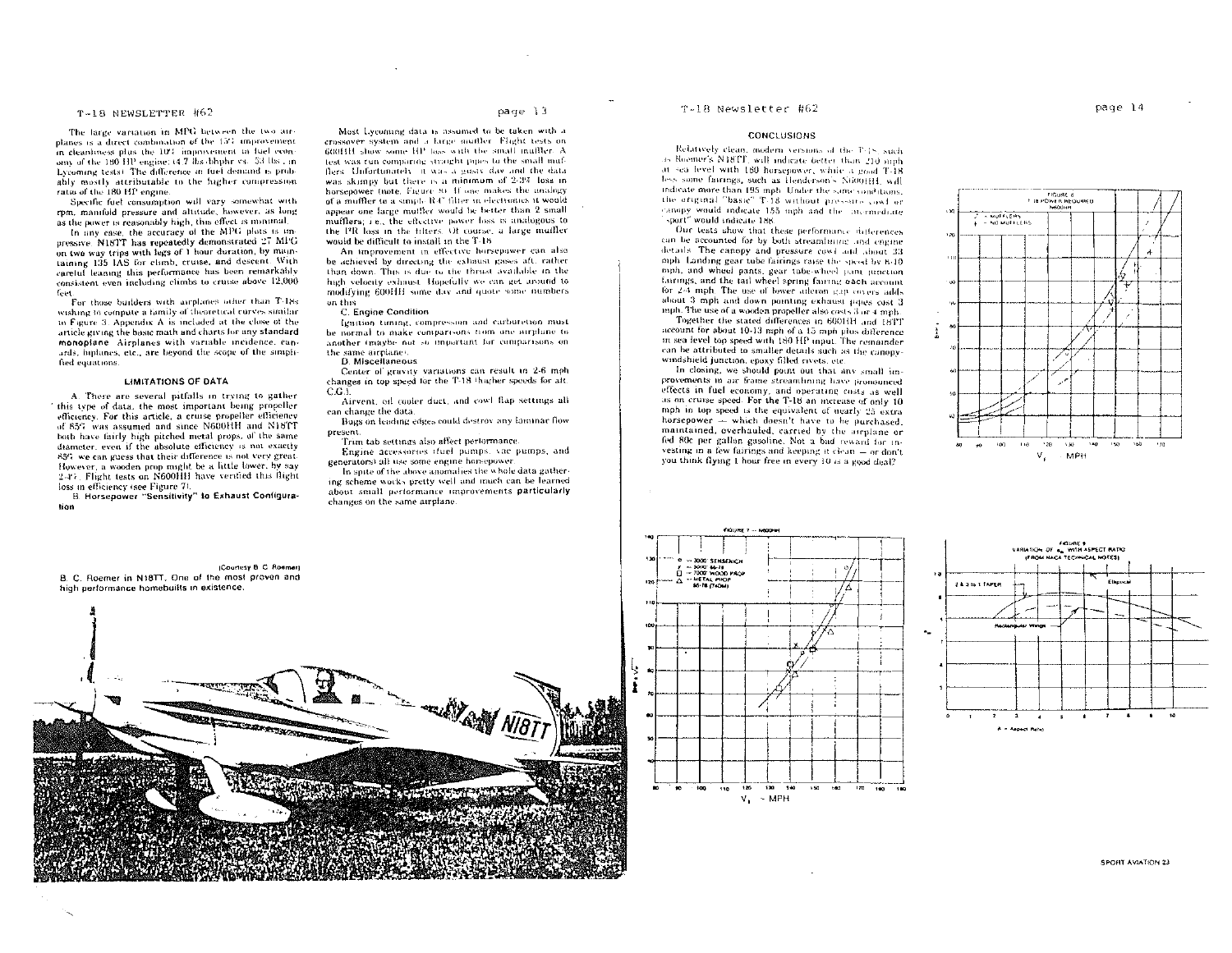The large variation in MPG between the two airplanes is a direct combination of the 15% improvement in cleanliness plus the 10% improvement in fuel economy of the 180 HP engine (4.7 lbs/bhphr vs. .53 lbs. in Lycoming tests). The difference in fuel demand is probably mostly attributable to the higher compression ratio of the 180 HP engine.

Specific fuel consumption will vary somewhat with rpm, manifold pressure and altitude; however, as long as the power is reasonably high, this effect is minimal.

In any case, the accuracy of the MPG plots is impressive. N18TT has repeatedly demonstrated 27 MPG on two way trips with legs of 1 hour duration, by maintaining 135 IAS for climb, cruise, and descent. With careful leaning this performance has been remarkably consistent even including climbs to cruise above 12,000 feet.

For those builders with airplanes other than T-18s wishing to compute a family of theoretical curves similar to Figure 3, Appendix A is included at the close of the article giving the basic math and charts for any **standard monoplane**. Airplanes with variable incidence, canards, biplanes, etc., are beyond the scope of the simplified equations.

### LIMITATIONS OF DATA

A. There are several pitfalls in trying to gather this type of data, the most important being propeller efficiency. For this article, a cruise propeller efficiency of 85% was assumed and since N600HH and N18TT both have fairly high pitched metal props, of the same diameter, even if the absolute efficiency is not exactly 85% we can guess that their difference is not very great. However, a wooden prop might be a little lower, by say 2-4%. Flight tests on N600HH have verified this flight loss in efficiency (see Figure 7).

**B. Horsepower "Sensitivity" to Exhaust Configuration**

Most Lycoming data is assumed to be taken with a crossover system and a large muffler. Flight tests on 600HH show some HP loss with the small muffler. A test was run comparing straight pipes to the small mufflers. Unfortunately, it was a gusty day and the data was skimpy but there is a **minimum** of 2-3% loss in horsepower (note Figure 8). If one makes the analogy of a muffler to a simple R-C filter in electronics it would appear one large muffler would be better than 2 small mufflers; i.e., the effective power loss is analogous to the PR loss in the filters. Of course, a large muffler would be difficult to install in the T-18.

An improvement in effective horsepower can also be achieved by directing the exhaust gases aft, rather than down. This is due to the thrust available in the high velocity exhaust. Hopefully we can get around to modifying 600HH some day and quote some numbers on this.

**C. Engine Condition**

Ignition timing, compression and carburetion must be normal to make comparisons from one airplane to another (maybe not so important for comparisons on the same airplane).

**D. Miscellaneous**

Center of gravity variations can result in 2-6 mph changes in top speed for the T-18 (higher speeds for aft C.G.).

Airvent, oil cooler duct, and cowl flap settings all can change the data.

Bugs on leading edges could destroy any laminar flow present.

Trim tab settings also affect performance.

Engine accessories (fuel pumps, vac pumps, and generators) all use some engine horsepower.

In spite of the above anomalies the whole data gathering scheme works pretty well and much can be learned about small performance improvements **particularly** changes on the same airplane.

(Courtesy B. C. Roemer)

B. C. Roemer in N18TT. One of the most proven and high performance homebuilts in existence.

### CONCLUSIONS

Relatively clean, modern versions of the T-18, such as Roemer's N18TT, will indicate better than 210 mph at sea level with 180 horsepower, while a good T-18 less some fairings, such as Henderson's N600HH, will indicate more than 195 mph. Under the same conditions, the original "basic" T-18 without pressure cowl or canopy would indicate 155 mph and the intermediate "sport" would indicate 188.

Our tests show that these performance differences can be accounted for by both streamlining and engine details. The canopy and pressure cowl add about 33 mph. Landing gear tube fairings raise the speed by 8-10 mph, and wheel pants, gear tube-wheel pant junction fairings, and the tail wheel spring fairing **each** account for 2-4 mph. The use of lower aileron gap covers adds about 3 mph and down pointing exhaust pipes cost 3 mph. The use of a wooden propeller also costs 3 or 4 mph.

Together the stated differences in 600HH and 18TT account for about 10-13 mph of a 15 mph plus difference in sea level top speed with 180 HP input. The remainder can be attributed to smaller details such as the canopy-windshield junction, epoxy filled rivets, etc.

In closing, we should point out that any small improvements in air frame streamlining have pronounced effects in fuel economy, and operating costs as well as on cruise speed. For the T-18 an increase of only 10 mph in top speed is the equivalent of nearly 25 extra horsepower — which doesn't have to be purchased, maintained, overhauled, carried by the airplane or fed 80¢ per gallon gasoline. Not a bad reward for investing in a few fairings and keeping it clean — or don't you think flying 1 hour free in every 10 is a good deal?

FIGURE 8 — T-18 POWER REQUIRED N600HH

FIGURE 7 — N600HH

FIGURE 9 — VARIATION OF $e_o$ WITH ASPECT RATIO (FROM NACA TECHNICAL NOTES)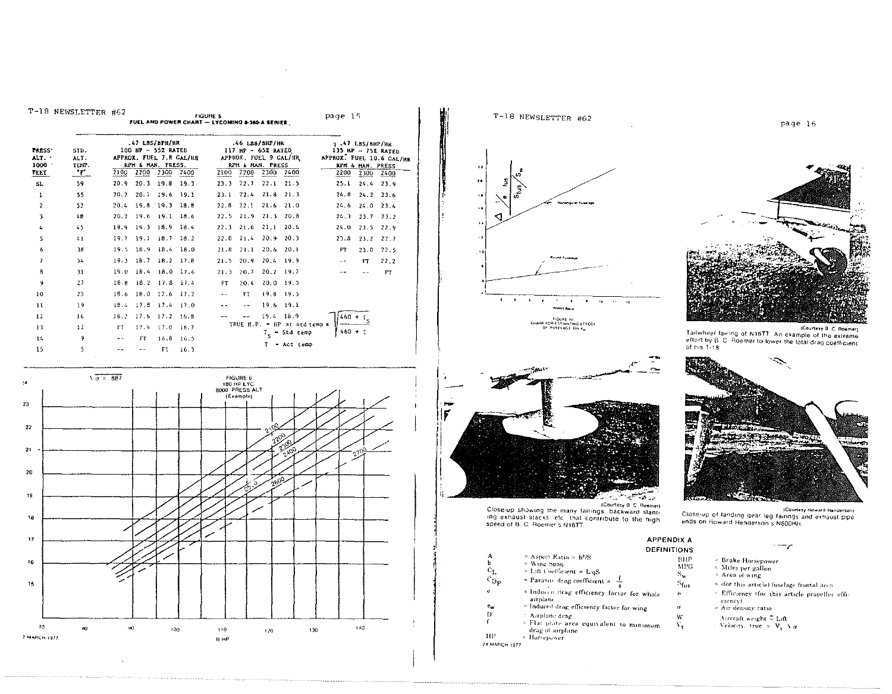## FIGURE 5
### FUEL AND POWER CHART — LYCOMING 0-360-A SERIES

| PRESS. ALT. 1000 FEET | STD. ALT. TEMP. °F | .47 LBS/BHP/HR 100 HP - 55% RATED APPROX. FUEL 7.8 GAL/HR RPM & MAN. PRESS. 2100 | 2200 | 2300 | 2400 | .46 LBS/BHP/HR 117 HP - 65% RATED APPROX. FUEL 9 GAL/HR RPM & MAN. PRESS 2100 | 2200 | 2300 | 2400 | .47 LBS/BHP/HR 135 HP - 75% RATED APPROX. FUEL 10.6 GAL/HR RPM & MAN. PRESS 2200 | 2300 | 2400 |
|---|---|---|---|---|---|---|---|---|---|---|---|---|
| SL | 59 | 20.9 | 20.3 | 19.8 | 19.3 | 23.3 | 22.7 | 22.1 | 21.5 | 25.1 | 24.4 | 23.9 |
| 1 | 55 | 20.7 | 20.1 | 19.6 | 19.1 | 23.1 | 22.4 | 21.8 | 21.3 | 24.8 | 24.2 | 23.6 |
| 2 | 52 | 20.4 | 19.8 | 19.3 | 18.8 | 22.8 | 22.1 | 21.6 | 21.0 | 24.6 | 24.0 | 23.4 |
| 3 | 48 | 20.2 | 19.6 | 19.1 | 18.6 | 22.5 | 21.9 | 21.3 | 20.8 | 24.3 | 23.7 | 23.2 |
| 4 | 45 | 19.9 | 19.3 | 18.9 | 18.4 | 22.3 | 21.6 | 21.1 | 20.6 | 24.0 | 23.5 | 22.9 |
| 5 | 41 | 19.7 | 19.1 | 18.7 | 18.2 | 22.0 | 21.4 | 20.9 | 20.3 | 23.8 | 23.2 | 22.7 |
| 6 | 38 | 19.5 | 18.9 | 18.4 | 18.0 | 21.8 | 21.1 | 20.6 | 20.1 | FT | 23.0 | 22.5 |
| 7 | 34 | 19.3 | 18.7 | 18.2 | 17.8 | 21.5 | 20.9 | 20.4 | 19.9 | -- | FT | 22.2 |
| 8 | 31 | 19.0 | 18.4 | 18.0 | 17.6 | 21.3 | 20.7 | 20.2 | 19.7 | -- | -- | FT |
| 9 | 27 | 18.8 | 18.2 | 17.8 | 17.4 | FT | 20.4 | 20.0 | 19.5 | | | |
| 10 | 23 | 18.6 | 18.0 | 17.6 | 17.2 | -- | FT | 19.8 | 19.3 | | | |
| 11 | 19 | 18.4 | 17.8 | 17.4 | 17.0 | -- | -- | 19.6 | 19.1 | | | |
| 12 | 16 | 18.2 | 17.6 | 17.2 | 16.8 | -- | -- | 19.4 | 18.9 | | | |
| 13 | 12 | FT | 17.4 | 17.0 | 16.7 | | | | | | | |
| 14 | 9 | -- | FT | 16.8 | 16.5 | | | | | | | |
| 15 | 5 | -- | -- | FT | 16.3 | | | | | | | |

$$\text{TRUE H.P.} = \text{HP at std temp} \times \sqrt{\frac{460 + T_S}{460 + T}}$$

$T_S$ = Std temp

$T$ = Act temp

## FIGURE 6
180 HP LYC.
8000 PRESS ALT
(Example)

$\sqrt{\sigma} = .887$

B HP

FIGURE 10
CHART FOR ESTIMATING EFFECT OF FUSELAGE ON $e_w$

(Courtesy B. C. Roemer)
Tailwheel fairing of N16TT. An example of the extreme effort by B. C. Roemer to lower the total drag coefficient of his T-18.

(Courtesy B. C. Roemer)
Close-up showing the many fairings, backward slanting exhaust stacks, etc. that contribute to the high speed of B. C. Roemer's N16TT.

(Courtesy Howard Henderson)
Close-up of landing gear leg fairings and exhaust pipe ends on Howard Henderson's N600HH.

## APPENDIX A
### DEFINITIONS

- A = Aspect Ratio = $b^2/S$
- b = Wing Span
- $C_L$ = Lift Coefficient = $L/qS$
- $C_{Dp}$ = Parasitic drag coefficient = $\frac{f}{s}$
- e = Induced drag efficiency factor for whole airplane
- $e_w$ = Induced drag efficiency factor for wing
- D = Airplane drag
- f = Flat plate area equivalent to minimum drag of airplane
- HP = Horsepower
- BHP = Brake Horsepower
- MPG = Miles per gallon
- $S_w$ = Area of wing
- $S_{fus}$ = (for this article) fuselage frontal area
- $\eta$ = Efficiency (for this article propeller efficiency)
- $\sigma$ = Air density ratio
- W = Aircraft weight ≅ Lift
- $V_T$ = Velocity, true = $V_i \sqrt{\sigma}$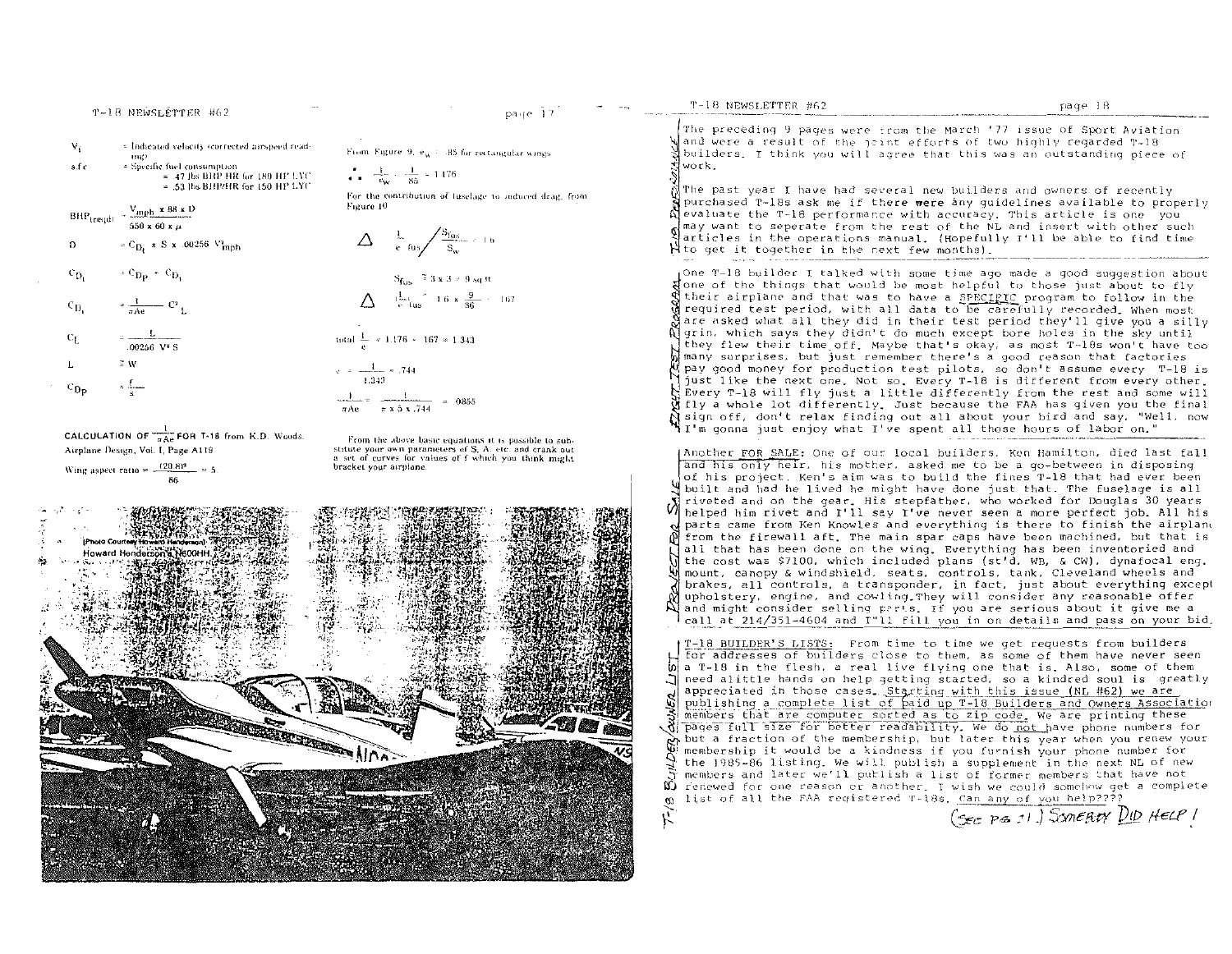$V_i$ = Indicated velocity (corrected airspeed reading)

s.f.c = Specific fuel consumption
= .47 lbs BHP HR for 180 HP LYC
= .53 lbs BHP/HR for 150 HP LYC

$$BHP_{(req'd)} = \frac{V_{mph} \times 88 \times D}{550 \times 60 \times \mu}$$

$$D = C_{D_t} \times S \times .00256 \; V^2_{mph}$$

$$C_{D_t} = C_{D_p} + C_{D_i}$$

$$C_{D_i} = \frac{1}{\pi Ae} \; C^2{}_L$$

$$C_L = \frac{L}{.00256 \; V^2 \; S}$$

$$L \cong W$$

$$C_{D_p} = \frac{f}{s}$$

**CALCULATION OF $\frac{1}{\pi Ae}$ FOR T-18** from K.D. Woods, Airplane Design, Vol. I, Page A119

$$\text{Wing aspect ratio} = \frac{(20.8)^2}{86} = 5$$

From Figure 9, $e_w = .85$ for rectangular wings

$$\therefore \; \frac{1}{e_w} = \frac{1}{.85} = 1.176$$

For the contribution of fuselage to induced drag, from Figure 10

$$\Delta \; \frac{1}{e}_{fus} \Big/ \frac{S_{fus}}{S_w} = 1.6$$

$$S_{fus} \cong 3 \times 3 = 9 \text{ sq ft}$$

$$\Delta \; \frac{1}{e}_{fus} = 1.6 \times \frac{9}{86} = .167$$

$$\text{total } \frac{1}{e} = 1.176 + .167 = 1.343$$

$$e = \frac{1}{1.343} = .744$$

$$\frac{1}{\pi Ae} = \frac{1}{\pi \times 5 \times .744} = .0855$$

From the above basic equations it is possible to substitute your own parameters of S, A, etc. and crank out a set of curves for values of f which you think might bracket your airplane.

(Photo Courtesy Howard Henderson)
Howard Henderson's N600HH.

---

*T-18 Performance*

The preceding 9 pages were from the March '77 issue of Sport Aviation and were a result of the joint efforts of two highly regarded T-18 builders. I think you will agree that this was an outstanding piece of work.

The past year I have had several new builders and owners of recently purchased T-18s ask me if there were any guidelines available to properly evaluate the T-18 performance with accuracy. This article is one you may want to seperate from the rest of the NL and insert with other such articles in the operations manual. (Hopefully I'll be able to find time to get it together in the next few months).

*Flight Test Program*

One T-18 builder I talked with some time ago made a good suggestion about one of the things that would be most helpful to those just about to fly their airplane and that was to have a SPECIFIC program to follow in the required test period, with all data to be carefully recorded. When most are asked what all they did in their test period they'll give you a silly grin, which says they didn't do much except bore holes in the sky until they flew their time off. Maybe that's okay, as most T-18s won't have too many surprises, but just remember there's a good reason that factories pay good money for production test pilots, so don't assume every T-18 is just like the next one. Not so. Every T-18 is different from every other. Every T-18 will fly just a little differently from the rest and some will fly a whole lot differently. Just because the FAA has given you the final sign off, don't relax finding out all about your bird and say, "Well, now I'm gonna just enjoy what I've spent all those hours of labor on."

*Project For Sale*

Another FOR SALE: One of our local builders, Ken Hamilton, died last fall and his only heir, his mother, asked me to be a go-between in disposing of his project. Ken's aim was to build the fines T-18 that had ever been built and had he lived he might have done just that. The fuselage is all riveted and on the gear. His stepfather, who worked for Douglas 30 years helped him rivet and I'll say I've never seen a more perfect job. All his parts came from Ken Knowles and everything is there to finish the airplane from the firewall aft. The main spar caps have been machined, but that is all that has been done on the wing. Everything has been inventoried and the cost was $7100, which included plans (st'd, WB, & CW), dynafocal eng. mount, canopy & windshield, seats, controls, tank, Cleveland wheels and brakes, all controls, a transponder, in fact, just about everything except upholstery, engine, and cowling. They will consider any reasonable offer and might consider selling parts. If you are serious about it give me a call at 214/351-4604 and I'll fill you in on details and pass on your bid.

*T-18 Builder/Owner List*

T-18 BUILDER'S LISTS: From time to time we get requests from builders for addresses of builders close to them, as some of them have never seen a T-18 in the flesh, a real live flying one that is. Also, some of them need alittle hands on help getting started, so a kindred soul is greatly appreciated in those cases. Starting with this issue (NL #62) we are publishing a complete list of paid up T-18 Builders and Owners Association members that are computer sorted as to zip code. We are printing these pages full size for better readability. We do not have phone numbers for but a fraction of the membership, but later this year when you renew your membership it would be a kindness if you furnish your phone number for the 1985-86 listing. We will publish a supplement in the next NL of new members and later we'll publish a list of former members that have not renewed for one reason or another. I wish we could somehow get a complete list of all the FAA registered T-18s. Can any of you help????

(See pg. 21) Somebody Did Help!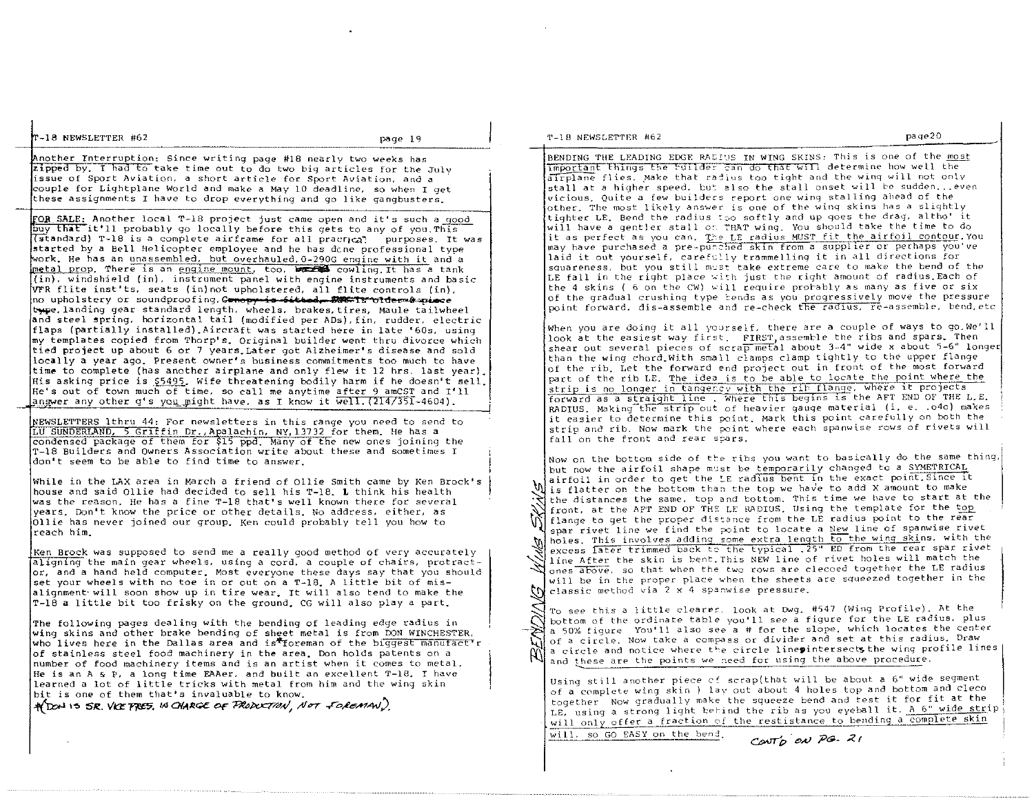Another Interruption: Since writing page #18 nearly two weeks has zipped by. I had to take time out to do two big articles for the July issue of Sport Aviation, a short article for Sport Aviation, and a couple for Lightplane World and make a May 10 deadline, so when I get these assignments I have to drop everything and go like gangbusters.

FOR SALE: Another local T-18 project just came open and it's such a good buy that it'll probably go locally before this gets to any of you. This (standard) T-18 is a complete airframe for all practical purposes. It was started by a Bell Helicopter employee and he has done professional type work. He has an unassembled, but overhauled, 0-290G engine with it and a metal prop. There is an engine mount, too, ~~metal~~ cowling. It has a tank (in), windshield (in), instrument panel with engine instruments and basic VFR flite inst'ts, seats (in) not upholstered, all flite controls (in), no upholstery or soundproofing, ~~Canopy is fitted, BRS is older 2 piece type~~, landing gear standard length, wheels, brakes, tires, Maule tailwheel and steel spring, horizontal tail (modified per ADs), fin, rudder, electric flaps (partially installed). Aircraft was started here in late '60s, using my templates copied from Thorp's. Original builder went thru divorce which tied project up about 6 or 7 years. Later got Alzheimer's disease and sold locally a year ago. Present owner's business commitments too much to have time to complete (has another airplane and only flew it 12 hrs. last year). His asking price is $5495. Wife threatening bodily harm if he doesn't sell. He's out of town much of time, so call me anytime after 9 amCST and I'll answer any other q's you might have, as I know it well. (214/351-4604).

NEWSLETTERS 1thru 44: For newsletters in this range you need to send to LU SUNDERLAND, 5 Griffin Dr., Apalachin, NY, 13732 for them. He has a condensed package of them for $15 ppd. Many of the new ones joining the T-18 Builders and Owners Association write about these and sometimes I don't seem to be able to find time to answer.

While in the LAX area in March a friend of Ollie Smith came by Ken Brock's house and said Ollie had decided to sell his T-18. I think his health was the reason. He has a fine T-18 that's well known there for several years. Don't know the price or other details. No address, either, as Ollie has never joined our group. Ken could probably tell you how to reach him.

Ken Brock was supposed to send me a really good method of very accurately aligning the main gear wheels, using a cord, a couple of chairs, protractor, and a hand held computer. Most everyone these days say that you should set your wheels with no toe in or out on a T-18. A little bit of misalignment will soon show up in tire wear. It will also tend to make the T-18 a little bit too frisky on the ground. CG will also play a part.

The following pages dealing with the bending of leading edge radius in wing skins and other brake bending of sheet metal is from DON WINCHESTER, who lives here in the Dallas area and is* foreman of the biggest manufact'r of stainless steel food machinery in the area. Don holds patents on a number of food machinery items and is an artist when it comes to metal. He is an A & P, a long time EAAer, and built an excellent T-18. I have learned a lot of little tricks with metal from him and the wing skin bit is one of them that's invaluable to know.

*(DON IS SR. VICE PRES. IN CHARGE OF PRODUCTION, NOT FOREMAN).

## BENDING WING SKINS

BENDING THE LEADING EDGE RADIUS IN WING SKINS: This is one of the most important things the builder can do that will determine how well the airplane flies. Make that radius too tight and the wing will not only stall at a higher speed, but also the stall onset will be sudden...even vicious. Quite a few builders report one wing stalling ahead of the other. The most likely answer is one of the wing skins has a slightly tighter LE. Bend the radius too softly and up goes the drag, altho' it will have a gentler stall on THAT wing. You should take the time to do it as perfect as you can. The LE radius MUST fit the airfoil contour. You may have purchased a pre-punched skin from a supplier or perhaps you've laid it out yourself, carefully trammelling it in all directions for squareness, but you still must take extreme care to make the bend of the LE fall in the right place with just the right amount of radius. Each of the 4 skins ( 6 on the CW) will require probably as many as five or six of the gradual crushing type bends as you progressively move the pressure point forward, dis-assemble and re-check the radius, re-assemble, bend, etc

When you are doing it all yourself, there are a couple of ways to go. We'll look at the easiest way first. FIRST, assemble the ribs and spars. Then shear out several pieces of scrap metal about 3-4" wide x about 5-6" longer than the wing chord. With small clamps clamp tightly to the upper flange of the rib. Let the forward end project out in front of the most forward part of the rib LE. The idea is to be able to locate the point where the strip is no longer in tangency with the rib flange, where it projects forward as a straight line . Where this begins is the AFT END OF THE L.E. RADIUS. Making the strip out of heavier gauge material (i. e. .040) makes it easier to determine this point. Mark this point carefully on both the strip and rib. Now mark the point where each spanwise rows of rivets will fall on the front and rear spars.

Now on the bottom side of the ribs you want to basically do the same thing, but now the airfoil shape must be temporarily changed to a SYMETRICAL airfoil in order to get the LE radius bent in the exact point. Since it is flatter on the bottom than the top we have to add X amount to make the distances the same, top and bottom. This time we have to start at the front, at the AFT END OF THE LE RADIUS. Using the template for the top flange to get the proper distance from the LE radius point to the rear spar rivet line we find the point to locate a New line of spanwise rivet holes. This involves adding some extra length to the wing skins, with the excess later trimmed back to the typical .25" ED from the rear spar rivet line After the skin is bent. This NEW line of rivet holes will match the ones above, so that when the two rows are clecoed together the LE radius will be in the proper place when the sheets are squeezed together in the classic method via 2 x 4 spanwise pressure.

To see this a little clearer, look at Dwg. #547 (Wing Profile). At the bottom of the ordinate table you'll see a figure for the LE radius, plus a 50% figure You'll also see a # for the slope, which locates the center of a circle. Now take a compass or divider and set at this radius. Draw a circle and notice where the circle line intersects the wing profile lines and these are the points we need for using the above procedure.

Using still another piece of scrap (that will be about a 6" wide segment of a complete wing skin ) lay out about 4 holes top and bottom and cleco together Now gradually make the squeeze bend and test it for fit at the LE, using a strong light behind the rib as you eyeball it. A 6" wide strip will only offer a fraction of the restistance to bending a complete skin will, so GO EASY on the bend.

CONT'D ON PG. 21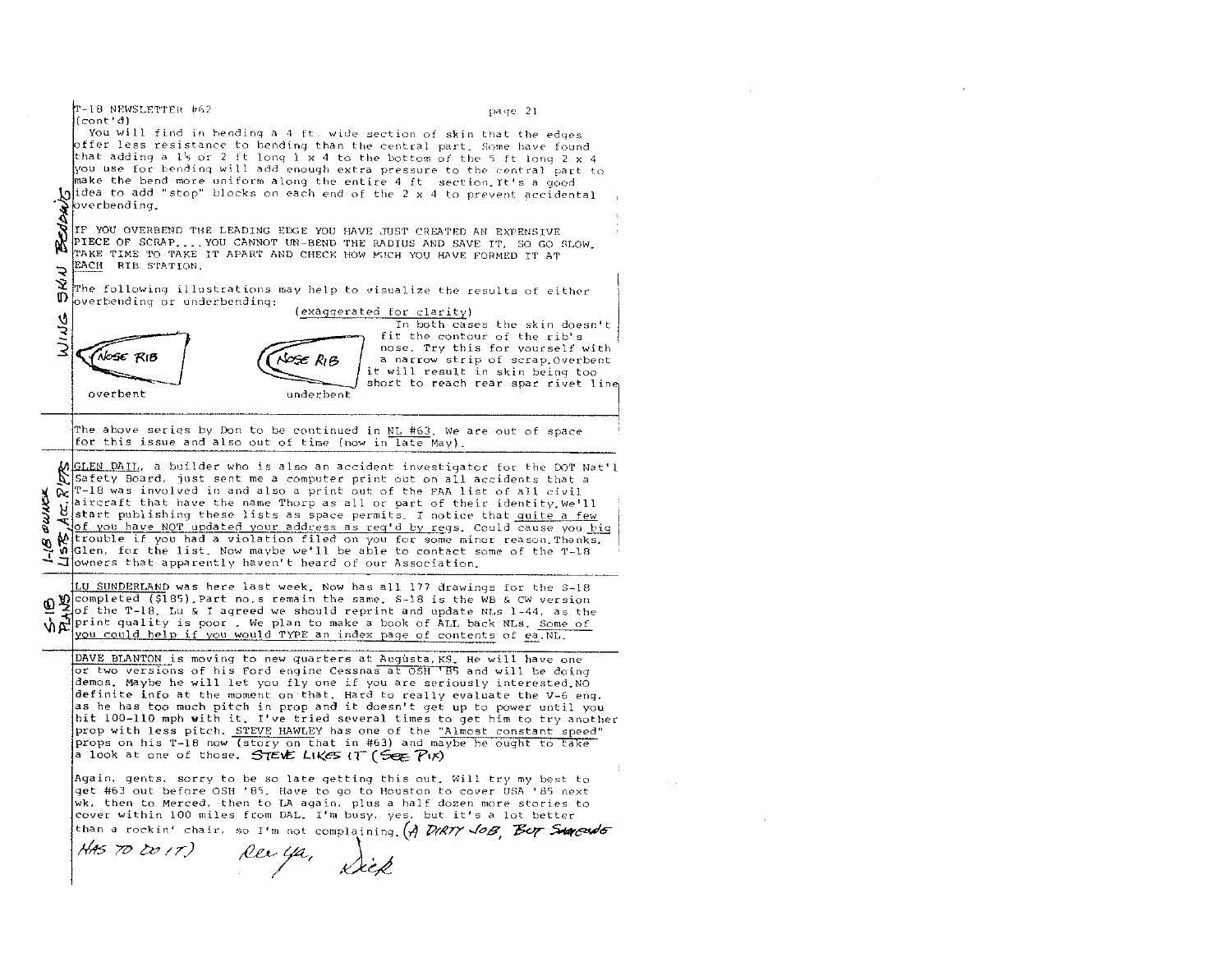T-18 NEWSLETTER #62

(cont'd)

You will find in bending a 4 ft. wide section of skin that the edges offer less resistance to bending than the central part. Some have found that adding a 1½ or 2 ft long 1 x 4 to the bottom of the 5 ft long 2 x 4 you use for bending will add enough extra pressure to the central part to make the bend more uniform along the entire 4 ft section. It's a good idea to add "stop" blocks on each end of the 2 x 4 to prevent accidental overbending.

WING SKIN BENDING

IF YOU OVERBEND THE LEADING EDGE YOU HAVE JUST CREATED AN EXPENSIVE PIECE OF SCRAP.... YOU CANNOT UN-BEND THE RADIUS AND SAVE IT. SO GO SLOW. TAKE TIME TO TAKE IT APART AND CHECK HOW MUCH YOU HAVE FORMED IT AT EACH RIB STATION.

The following illustrations may help to visualize the results of either overbending or underbending:

(exaggerated for clarity)

NOSE RIB — overbent

NOSE RIB — underbent

In both cases the skin doesn't fit the contour of the rib's nose. Try this for yourself with a narrow strip of scrap. Overbent it will result in skin being too short to reach rear spar rivet line.

---

The above series by Don to be continued in NL #63. We are out of space for this issue and also out of time (now in late May).

---

T-18 OWNER LISTS ACC. REPTS

GLEN DAIL, a builder who is also an accident investigator for the DOT Nat'l Safety Board, just sent me a computer print out on all accidents that a T-18 was involved in and also a print out of the FAA list of all civil aircraft that have the name Thorp as all or part of their identity. We'll start publishing these lists as space permits. I notice that quite a few of you have NOT updated your address as req'd by regs. Could cause you big trouble if you had a violation filed on you for some minor reason. Thanks, Glen, for the list. Now maybe we'll be able to contact some of the T-18 owners that apparently haven't heard of our Association.

---

S-18 PLANS

LU SUNDERLAND was here last week. Now has all 177 drawings for the S-18 completed ($185). Part no.s remain the same. S-18 is the WB & CW version of the T-18. Lu & I agreed we should reprint and update NLs 1-44, as the print quality is poor. We plan to make a book of ALL back NLs. Some of you could help if you would TYPE an index page of contents of ea. NL.

---

DAVE BLANTON is moving to new quarters at Augusta, KS. He will have one or two versions of his Ford engine Cessnas at OSH '85 and will be doing demos. Maybe he will let you fly one if you are seriously interested. NO definite info at the moment on that. Hard to really evaluate the V-6 eng. as he has too much pitch in prop and it doesn't get up to power until you hit 100-110 mph with it. I've tried several times to get him to try another prop with less pitch. STEVE HAWLEY has one of the "Almost constant speed" props on his T-18 now (story on that in #63) and maybe he ought to take a look at one of those. STEVE LIKES IT (SEE PIX)

Again, gents, sorry to be so late getting this out. Will try my best to get #63 out before OSH '85. Have to go to Houston to cover USA '85 next wk, then to Merced, then to LA again, plus a half dozen more stories to cover within 100 miles from DAL. I'm busy, yes, but it's a lot better than a rockin' chair, so I'm not complaining. (A DIRTY JOB, BUT SOMEONE HAS TO DO IT)

See ya,
Dick